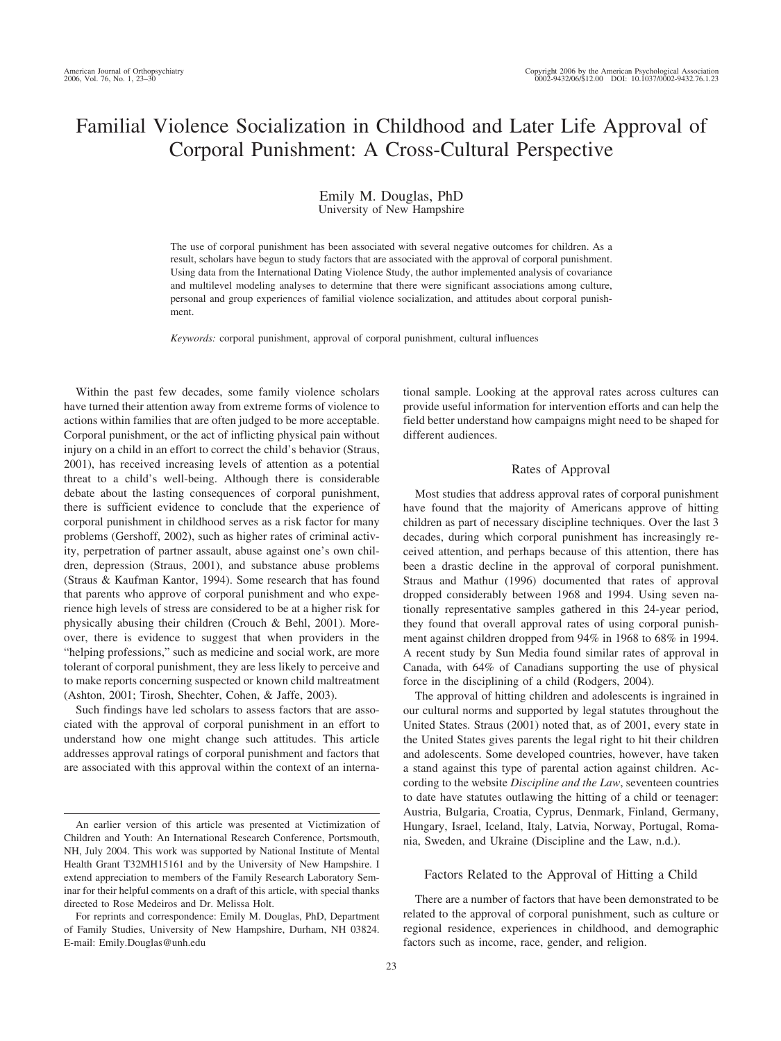# Familial Violence Socialization in Childhood and Later Life Approval of Corporal Punishment: A Cross-Cultural Perspective

Emily M. Douglas, PhD
University of New Hampshire

The use of corporal punishment has been associated with several negative outcomes for children. As a result, scholars have begun to study factors that are associated with the approval of corporal punishment. Using data from the International Dating Violence Study, the author implemented analysis of covariance and multilevel modeling analyses to determine that there were significant associations among culture, personal and group experiences of familial violence socialization, and attitudes about corporal punishment.

*Keywords:* corporal punishment, approval of corporal punishment, cultural influences

Within the past few decades, some family violence scholars have turned their attention away from extreme forms of violence to actions within families that are often judged to be more acceptable. Corporal punishment, or the act of inflicting physical pain without injury on a child in an effort to correct the child's behavior (Straus, 2001), has received increasing levels of attention as a potential threat to a child's well-being. Although there is considerable debate about the lasting consequences of corporal punishment, there is sufficient evidence to conclude that the experience of corporal punishment in childhood serves as a risk factor for many problems (Gershoff, 2002), such as higher rates of criminal activity, perpetration of partner assault, abuse against one's own children, depression (Straus, 2001), and substance abuse problems (Straus & Kaufman Kantor, 1994). Some research that has found that parents who approve of corporal punishment and who experience high levels of stress are considered to be at a higher risk for physically abusing their children (Crouch & Behl, 2001). Moreover, there is evidence to suggest that when providers in the "helping professions," such as medicine and social work, are more tolerant of corporal punishment, they are less likely to perceive and to make reports concerning suspected or known child maltreatment (Ashton, 2001; Tirosh, Shechter, Cohen, & Jaffe, 2003).

Such findings have led scholars to assess factors that are associated with the approval of corporal punishment in an effort to understand how one might change such attitudes. This article addresses approval ratings of corporal punishment and factors that are associated with this approval within the context of an international sample. Looking at the approval rates across cultures can provide useful information for intervention efforts and can help the field better understand how campaigns might need to be shaped for different audiences.

## Rates of Approval

Most studies that address approval rates of corporal punishment have found that the majority of Americans approve of hitting children as part of necessary discipline techniques. Over the last 3 decades, during which corporal punishment has increasingly received attention, and perhaps because of this attention, there has been a drastic decline in the approval of corporal punishment. Straus and Mathur (1996) documented that rates of approval dropped considerably between 1968 and 1994. Using seven nationally representative samples gathered in this 24-year period, they found that overall approval rates of using corporal punishment against children dropped from 94% in 1968 to 68% in 1994. A recent study by Sun Media found similar rates of approval in Canada, with 64% of Canadians supporting the use of physical force in the disciplining of a child (Rodgers, 2004).

The approval of hitting children and adolescents is ingrained in our cultural norms and supported by legal statutes throughout the United States. Straus (2001) noted that, as of 2001, every state in the United States gives parents the legal right to hit their children and adolescents. Some developed countries, however, have taken a stand against this type of parental action against children. According to the website *Discipline and the Law*, seventeen countries to date have statutes outlawing the hitting of a child or teenager: Austria, Bulgaria, Croatia, Cyprus, Denmark, Finland, Germany, Hungary, Israel, Iceland, Italy, Latvia, Norway, Portugal, Romania, Sweden, and Ukraine (Discipline and the Law, n.d.).

## Factors Related to the Approval of Hitting a Child

There are a number of factors that have been demonstrated to be related to the approval of corporal punishment, such as culture or regional residence, experiences in childhood, and demographic factors such as income, race, gender, and religion.

---

An earlier version of this article was presented at Victimization of Children and Youth: An International Research Conference, Portsmouth, NH, July 2004. This work was supported by National Institute of Mental Health Grant T32MH15161 and by the University of New Hampshire. I extend appreciation to members of the Family Research Laboratory Seminar for their helpful comments on a draft of this article, with special thanks directed to Rose Medeiros and Dr. Melissa Holt.

For reprints and correspondence: Emily M. Douglas, PhD, Department of Family Studies, University of New Hampshire, Durham, NH 03824. E-mail: Emily.Douglas@unh.edu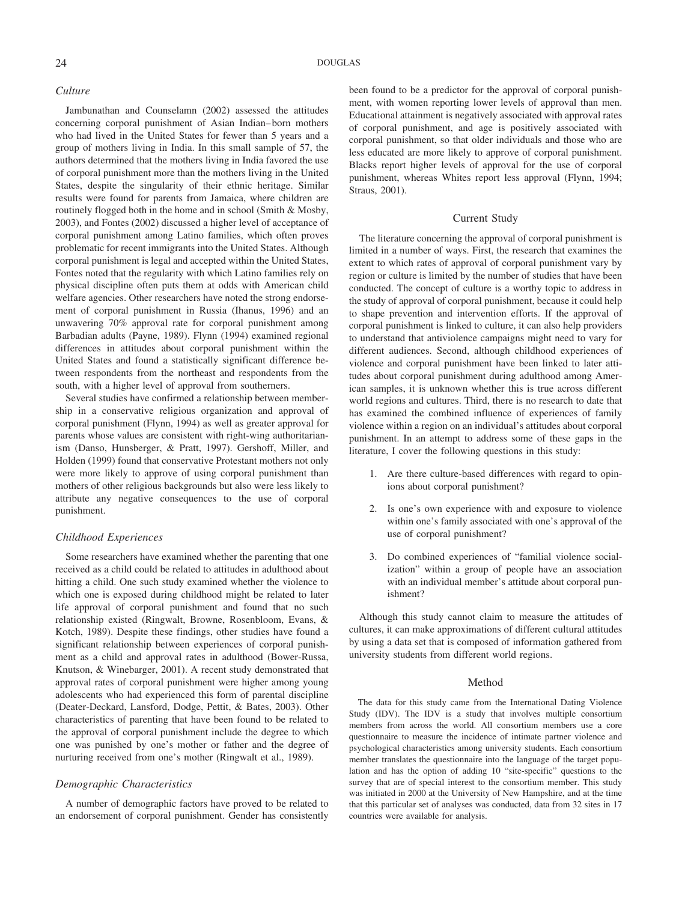### *Culture*

Jambunathan and Counselamn (2002) assessed the attitudes concerning corporal punishment of Asian Indian–born mothers who had lived in the United States for fewer than 5 years and a group of mothers living in India. In this small sample of 57, the authors determined that the mothers living in India favored the use of corporal punishment more than the mothers living in the United States, despite the singularity of their ethnic heritage. Similar results were found for parents from Jamaica, where children are routinely flogged both in the home and in school (Smith & Mosby, 2003), and Fontes (2002) discussed a higher level of acceptance of corporal punishment among Latino families, which often proves problematic for recent immigrants into the United States. Although corporal punishment is legal and accepted within the United States, Fontes noted that the regularity with which Latino families rely on physical discipline often puts them at odds with American child welfare agencies. Other researchers have noted the strong endorsement of corporal punishment in Russia (Ihanus, 1996) and an unwavering 70% approval rate for corporal punishment among Barbadian adults (Payne, 1989). Flynn (1994) examined regional differences in attitudes about corporal punishment within the United States and found a statistically significant difference between respondents from the northeast and respondents from the south, with a higher level of approval from southerners.

Several studies have confirmed a relationship between membership in a conservative religious organization and approval of corporal punishment (Flynn, 1994) as well as greater approval for parents whose values are consistent with right-wing authoritarianism (Danso, Hunsberger, & Pratt, 1997). Gershoff, Miller, and Holden (1999) found that conservative Protestant mothers not only were more likely to approve of using corporal punishment than mothers of other religious backgrounds but also were less likely to attribute any negative consequences to the use of corporal punishment.

### *Childhood Experiences*

Some researchers have examined whether the parenting that one received as a child could be related to attitudes in adulthood about hitting a child. One such study examined whether the violence to which one is exposed during childhood might be related to later life approval of corporal punishment and found that no such relationship existed (Ringwalt, Browne, Rosenbloom, Evans, & Kotch, 1989). Despite these findings, other studies have found a significant relationship between experiences of corporal punishment as a child and approval rates in adulthood (Bower-Russa, Knutson, & Winebarger, 2001). A recent study demonstrated that approval rates of corporal punishment were higher among young adolescents who had experienced this form of parental discipline (Deater-Deckard, Lansford, Dodge, Pettit, & Bates, 2003). Other characteristics of parenting that have been found to be related to the approval of corporal punishment include the degree to which one was punished by one's mother or father and the degree of nurturing received from one's mother (Ringwalt et al., 1989).

### *Demographic Characteristics*

A number of demographic factors have proved to be related to an endorsement of corporal punishment. Gender has consistently been found to be a predictor for the approval of corporal punishment, with women reporting lower levels of approval than men. Educational attainment is negatively associated with approval rates of corporal punishment, and age is positively associated with corporal punishment, so that older individuals and those who are less educated are more likely to approve of corporal punishment. Blacks report higher levels of approval for the use of corporal punishment, whereas Whites report less approval (Flynn, 1994; Straus, 2001).

## Current Study

The literature concerning the approval of corporal punishment is limited in a number of ways. First, the research that examines the extent to which rates of approval of corporal punishment vary by region or culture is limited by the number of studies that have been conducted. The concept of culture is a worthy topic to address in the study of approval of corporal punishment, because it could help to shape prevention and intervention efforts. If the approval of corporal punishment is linked to culture, it can also help providers to understand that antiviolence campaigns might need to vary for different audiences. Second, although childhood experiences of violence and corporal punishment have been linked to later attitudes about corporal punishment during adulthood among American samples, it is unknown whether this is true across different world regions and cultures. Third, there is no research to date that has examined the combined influence of experiences of family violence within a region on an individual's attitudes about corporal punishment. In an attempt to address some of these gaps in the literature, I cover the following questions in this study:

1. Are there culture-based differences with regard to opinions about corporal punishment?
2. Is one's own experience with and exposure to violence within one's family associated with one's approval of the use of corporal punishment?
3. Do combined experiences of "familial violence socialization" within a group of people have an association with an individual member's attitude about corporal punishment?

Although this study cannot claim to measure the attitudes of cultures, it can make approximations of different cultural attitudes by using a data set that is composed of information gathered from university students from different world regions.

## Method

The data for this study came from the International Dating Violence Study (IDV). The IDV is a study that involves multiple consortium members from across the world. All consortium members use a core questionnaire to measure the incidence of intimate partner violence and psychological characteristics among university students. Each consortium member translates the questionnaire into the language of the target population and has the option of adding 10 "site-specific" questions to the survey that are of special interest to the consortium member. This study was initiated in 2000 at the University of New Hampshire, and at the time that this particular set of analyses was conducted, data from 32 sites in 17 countries were available for analysis.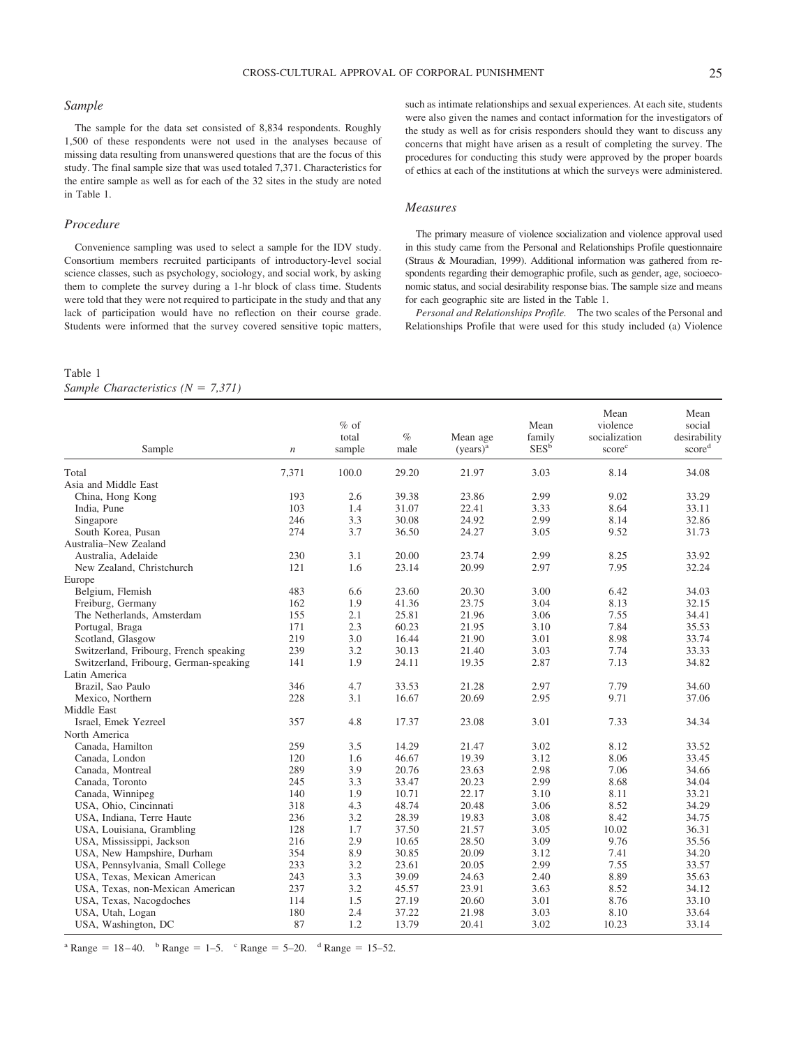### *Sample*

The sample for the data set consisted of 8,834 respondents. Roughly 1,500 of these respondents were not used in the analyses because of missing data resulting from unanswered questions that are the focus of this study. The final sample size that was used totaled 7,371. Characteristics for the entire sample as well as for each of the 32 sites in the study are noted in Table 1.

### *Procedure*

Convenience sampling was used to select a sample for the IDV study. Consortium members recruited participants of introductory-level social science classes, such as psychology, sociology, and social work, by asking them to complete the survey during a 1-hr block of class time. Students were told that they were not required to participate in the study and that any lack of participation would have no reflection on their course grade. Students were informed that the survey covered sensitive topic matters, such as intimate relationships and sexual experiences. At each site, students were also given the names and contact information for the investigators of the study as well as for crisis responders should they want to discuss any concerns that might have arisen as a result of completing the survey. The procedures for conducting this study were approved by the proper boards of ethics at each of the institutions at which the surveys were administered.

### *Measures*

The primary measure of violence socialization and violence approval used in this study came from the Personal and Relationships Profile questionnaire (Straus & Mouradian, 1999). Additional information was gathered from respondents regarding their demographic profile, such as gender, age, socioeconomic status, and social desirability response bias. The sample size and means for each geographic site are listed in the Table 1.

*Personal and Relationships Profile.* The two scales of the Personal and Relationships Profile that were used for this study included (a) Violence

Table 1
*Sample Characteristics (N = 7,371)*

| Sample | $n$ | % of total sample | % male | Mean age (years)[a] | Mean family SES[b] | Mean violence socialization score[c] | Mean social desirability score[d] |
|---|---|---|---|---|---|---|---|
| Total | 7,371 | 100.0 | 29.20 | 21.97 | 3.03 | 8.14 | 34.08 |
| Asia and Middle East | | | | | | | |
| China, Hong Kong | 193 | 2.6 | 39.38 | 23.86 | 2.99 | 9.02 | 33.29 |
| India, Pune | 103 | 1.4 | 31.07 | 22.41 | 3.33 | 8.64 | 33.11 |
| Singapore | 246 | 3.3 | 30.08 | 24.92 | 2.99 | 8.14 | 32.86 |
| South Korea, Pusan | 274 | 3.7 | 36.50 | 24.27 | 3.05 | 9.52 | 31.73 |
| Australia–New Zealand | | | | | | | |
| Australia, Adelaide | 230 | 3.1 | 20.00 | 23.74 | 2.99 | 8.25 | 33.92 |
| New Zealand, Christchurch | 121 | 1.6 | 23.14 | 20.99 | 2.97 | 7.95 | 32.24 |
| Europe | | | | | | | |
| Belgium, Flemish | 483 | 6.6 | 23.60 | 20.30 | 3.00 | 6.42 | 34.03 |
| Freiburg, Germany | 162 | 1.9 | 41.36 | 23.75 | 3.04 | 8.13 | 32.15 |
| The Netherlands, Amsterdam | 155 | 2.1 | 25.81 | 21.96 | 3.06 | 7.55 | 34.41 |
| Portugal, Braga | 171 | 2.3 | 60.23 | 21.95 | 3.10 | 7.84 | 35.53 |
| Scotland, Glasgow | 219 | 3.0 | 16.44 | 21.90 | 3.01 | 8.98 | 33.74 |
| Switzerland, Fribourg, French speaking | 239 | 3.2 | 30.13 | 21.40 | 3.03 | 7.74 | 33.33 |
| Switzerland, Fribourg, German-speaking | 141 | 1.9 | 24.11 | 19.35 | 2.87 | 7.13 | 34.82 |
| Latin America | | | | | | | |
| Brazil, Sao Paulo | 346 | 4.7 | 33.53 | 21.28 | 2.97 | 7.79 | 34.60 |
| Mexico, Northern | 228 | 3.1 | 16.67 | 20.69 | 2.95 | 9.71 | 37.06 |
| Middle East | | | | | | | |
| Israel, Emek Yezreel | 357 | 4.8 | 17.37 | 23.08 | 3.01 | 7.33 | 34.34 |
| North America | | | | | | | |
| Canada, Hamilton | 259 | 3.5 | 14.29 | 21.47 | 3.02 | 8.12 | 33.52 |
| Canada, London | 120 | 1.6 | 46.67 | 19.39 | 3.12 | 8.06 | 33.45 |
| Canada, Montreal | 289 | 3.9 | 20.76 | 23.63 | 2.98 | 7.06 | 34.66 |
| Canada, Toronto | 245 | 3.3 | 33.47 | 20.23 | 2.99 | 8.68 | 34.04 |
| Canada, Winnipeg | 140 | 1.9 | 10.71 | 22.17 | 3.10 | 8.11 | 33.21 |
| USA, Ohio, Cincinnati | 318 | 4.3 | 48.74 | 20.48 | 3.06 | 8.52 | 34.29 |
| USA, Indiana, Terre Haute | 236 | 3.2 | 28.39 | 19.83 | 3.08 | 8.42 | 34.75 |
| USA, Louisiana, Grambling | 128 | 1.7 | 37.50 | 21.57 | 3.05 | 10.02 | 36.31 |
| USA, Mississippi, Jackson | 216 | 2.9 | 10.65 | 28.50 | 3.09 | 9.76 | 35.56 |
| USA, New Hampshire, Durham | 354 | 8.9 | 30.85 | 20.09 | 3.12 | 7.41 | 34.20 |
| USA, Pennsylvania, Small College | 233 | 3.2 | 23.61 | 20.05 | 2.99 | 7.55 | 33.57 |
| USA, Texas, Mexican American | 243 | 3.3 | 39.09 | 24.63 | 2.40 | 8.89 | 35.63 |
| USA, Texas, non-Mexican American | 237 | 3.2 | 45.57 | 23.91 | 3.63 | 8.52 | 34.12 |
| USA, Texas, Nacogdoches | 114 | 1.5 | 27.19 | 20.60 | 3.01 | 8.76 | 33.10 |
| USA, Utah, Logan | 180 | 2.4 | 37.22 | 21.98 | 3.03 | 8.10 | 33.64 |
| USA, Washington, DC | 87 | 1.2 | 13.79 | 20.41 | 3.02 | 10.23 | 33.14 |

[a] Range = 18–40. [b] Range = 1–5. [c] Range = 5–20. [d] Range = 15–52.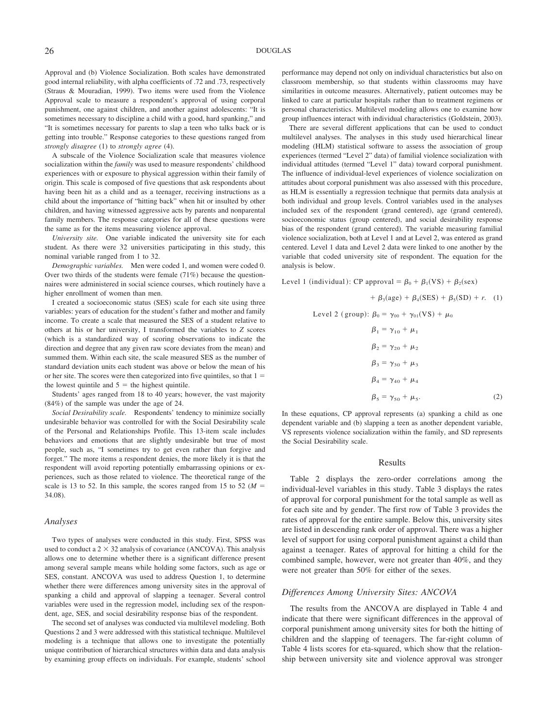Approval and (b) Violence Socialization. Both scales have demonstrated good internal reliability, with alpha coefficients of .72 and .73, respectively (Straus & Mouradian, 1999). Two items were used from the Violence Approval scale to measure a respondent's approval of using corporal punishment, one against children, and another against adolescents: "It is sometimes necessary to discipline a child with a good, hard spanking," and "It is sometimes necessary for parents to slap a teen who talks back or is getting into trouble." Response categories to these questions ranged from *strongly disagree* (1) to *strongly agree* (4).

A subscale of the Violence Socialization scale that measures violence socialization within the *family* was used to measure respondents' childhood experiences with or exposure to physical aggression within their family of origin. This scale is composed of five questions that ask respondents about having been hit as a child and as a teenager, receiving instructions as a child about the importance of "hitting back" when hit or insulted by other children, and having witnessed aggressive acts by parents and nonparental family members. The response categories for all of these questions were the same as for the items measuring violence approval.

*University site.* One variable indicated the university site for each student. As there were 32 universities participating in this study, this nominal variable ranged from 1 to 32.

*Demographic variables.* Men were coded 1, and women were coded 0. Over two thirds of the students were female (71%) because the questionnaires were administered in social science courses, which routinely have a higher enrollment of women than men.

I created a socioeconomic status (SES) scale for each site using three variables: years of education for the student's father and mother and family income. To create a scale that measured the SES of a student relative to others at his or her university, I transformed the variables to *Z* scores (which is a standardized way of scoring observations to indicate the direction and degree that any given raw score deviates from the mean) and summed them. Within each site, the scale measured SES as the number of standard deviation units each student was above or below the mean of his or her site. The scores were then categorized into five quintiles, so that 1 = the lowest quintile and 5 = the highest quintile.

Students' ages ranged from 18 to 40 years; however, the vast majority (84%) of the sample was under the age of 24.

*Social Desirability scale.* Respondents' tendency to minimize socially undesirable behavior was controlled for with the Social Desirability scale of the Personal and Relationships Profile. This 13-item scale includes behaviors and emotions that are slightly undesirable but true of most people, such as, "I sometimes try to get even rather than forgive and forget." The more items a respondent denies, the more likely it is that the respondent will avoid reporting potentially embarrassing opinions or experiences, such as those related to violence. The theoretical range of the scale is 13 to 52. In this sample, the scores ranged from 15 to 52 ($M$ = 34.08).

### Analyses

Two types of analyses were conducted in this study. First, SPSS was used to conduct a $2 \times 32$ analysis of covariance (ANCOVA). This analysis allows one to determine whether there is a significant difference present among several sample means while holding some factors, such as age or SES, constant. ANCOVA was used to address Question 1, to determine whether there were differences among university sites in the approval of spanking a child and approval of slapping a teenager. Several control variables were used in the regression model, including sex of the respondent, age, SES, and social desirability response bias of the respondent.

The second set of analyses was conducted via multilevel modeling. Both Questions 2 and 3 were addressed with this statistical technique. Multilevel modeling is a technique that allows one to investigate the potentially unique contribution of hierarchical structures within data and data analysis by examining group effects on individuals. For example, students' school performance may depend not only on individual characteristics but also on classroom membership, so that students within classrooms may have similarities in outcome measures. Alternatively, patient outcomes may be linked to care at particular hospitals rather than to treatment regimens or personal characteristics. Multilevel modeling allows one to examine how group influences interact with individual characteristics (Goldstein, 2003).

There are several different applications that can be used to conduct multilevel analyses. The analyses in this study used hierarchical linear modeling (HLM) statistical software to assess the association of group experiences (termed "Level 2" data) of familial violence socialization with individual attitudes (termed "Level 1" data) toward corporal punishment. The influence of individual-level experiences of violence socialization on attitudes about corporal punishment was also assessed with this procedure, as HLM is essentially a regression technique that permits data analysis at both individual and group levels. Control variables used in the analyses included sex of the respondent (grand centered), age (grand centered), socioeconomic status (group centered), and social desirability response bias of the respondent (grand centered). The variable measuring familial violence socialization, both at Level 1 and at Level 2, was entered as grand centered. Level 1 data and Level 2 data were linked to one another by the variable that coded university site of respondent. The equation for the analysis is below.

$$\text{Level 1 (individual): CP approval} = \beta_0 + \beta_1(\text{VS}) + \beta_2(\text{sex}) + \beta_3(\text{age}) + \beta_4(\text{SES}) + \beta_5(\text{SD}) + r. \quad (1)$$

$$\text{Level 2 (group): } \beta_0 = \gamma_{00} + \gamma_{01}(\text{VS}) + \mu_0$$

$$\beta_1 = \gamma_{10} + \mu_1$$

$$\beta_2 = \gamma_{20} + \mu_2$$

$$\beta_3 = \gamma_{30} + \mu_3$$

$$\beta_4 = \gamma_{40} + \mu_4$$

$$\beta_5 = \gamma_{50} + \mu_5. \quad (2)$$

In these equations, CP approval represents (a) spanking a child as one dependent variable and (b) slapping a teen as another dependent variable, VS represents violence socialization within the family, and SD represents the Social Desirability scale.

## Results

Table 2 displays the zero-order correlations among the individual-level variables in this study. Table 3 displays the rates of approval for corporal punishment for the total sample as well as for each site and by gender. The first row of Table 3 provides the rates of approval for the entire sample. Below this, university sites are listed in descending rank order of approval. There was a higher level of support for using corporal punishment against a child than against a teenager. Rates of approval for hitting a child for the combined sample, however, were not greater than 40%, and they were not greater than 50% for either of the sexes.

### Differences Among University Sites: ANCOVA

The results from the ANCOVA are displayed in Table 4 and indicate that there were significant differences in the approval of corporal punishment among university sites for both the hitting of children and the slapping of teenagers. The far-right column of Table 4 lists scores for eta-squared, which show that the relationship between university site and violence approval was stronger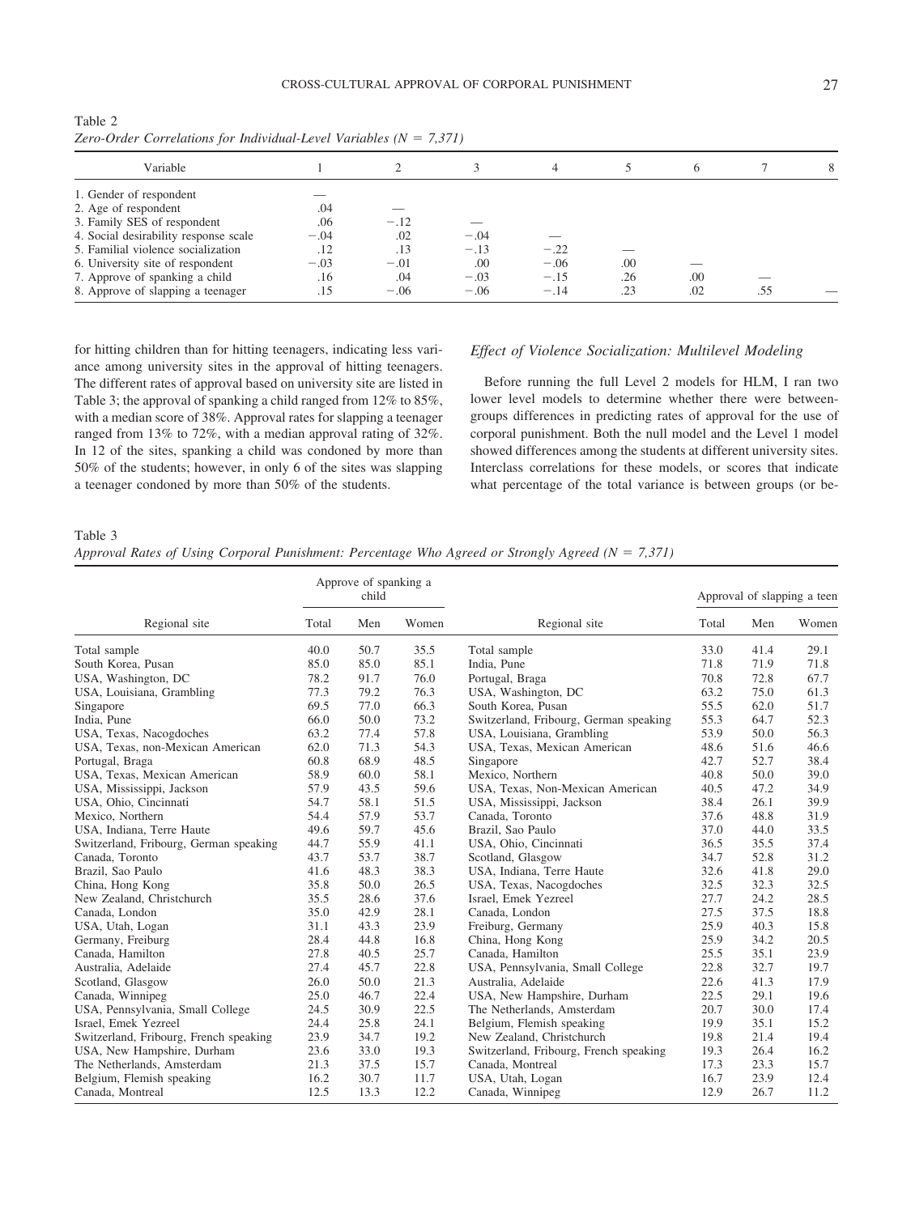Table 2
*Zero-Order Correlations for Individual-Level Variables (N = 7,371)*

| Variable | 1 | 2 | 3 | 4 | 5 | 6 | 7 | 8 |
|---|---|---|---|---|---|---|---|---|
| 1. Gender of respondent | — | | | | | | | |
| 2. Age of respondent | .04 | — | | | | | | |
| 3. Family SES of respondent | .06 | −.12 | — | | | | | |
| 4. Social desirability response scale | −.04 | .02 | −.04 | — | | | | |
| 5. Familial violence socialization | .12 | .13 | −.13 | −.22 | — | | | |
| 6. University site of respondent | −.03 | −.01 | .00 | −.06 | .00 | — | | |
| 7. Approve of spanking a child | .16 | .04 | −.03 | −.15 | .26 | .00 | — | |
| 8. Approve of slapping a teenager | .15 | −.06 | −.06 | −.14 | .23 | .02 | .55 | — |

for hitting children than for hitting teenagers, indicating less variance among university sites in the approval of hitting teenagers. The different rates of approval based on university site are listed in Table 3; the approval of spanking a child ranged from 12% to 85%, with a median score of 38%. Approval rates for slapping a teenager ranged from 13% to 72%, with a median approval rating of 32%. In 12 of the sites, spanking a child was condoned by more than 50% of the students; however, in only 6 of the sites was slapping a teenager condoned by more than 50% of the students.

### *Effect of Violence Socialization: Multilevel Modeling*

Before running the full Level 2 models for HLM, I ran two lower level models to determine whether there were between-groups differences in predicting rates of approval for the use of corporal punishment. Both the null model and the Level 1 model showed differences among the students at different university sites. Interclass correlations for these models, or scores that indicate what percentage of the total variance is between groups (or be-

Table 3
*Approval Rates of Using Corporal Punishment: Percentage Who Agreed or Strongly Agreed (N = 7,371)*

| | Approve of spanking a child | | | | Approval of slapping a teen | | |
|---|---|---|---|---|---|---|---|
| Regional site | Total | Men | Women | Regional site | Total | Men | Women |
| Total sample | 40.0 | 50.7 | 35.5 | Total sample | 33.0 | 41.4 | 29.1 |
| South Korea, Pusan | 85.0 | 85.0 | 85.1 | India, Pune | 71.8 | 71.9 | 71.8 |
| USA, Washington, DC | 78.2 | 91.7 | 76.0 | Portugal, Braga | 70.8 | 72.8 | 67.7 |
| USA, Louisiana, Grambling | 77.3 | 79.2 | 76.3 | USA, Washington, DC | 63.2 | 75.0 | 61.3 |
| Singapore | 69.5 | 77.0 | 66.3 | South Korea, Pusan | 55.5 | 62.0 | 51.7 |
| India, Pune | 66.0 | 50.0 | 73.2 | Switzerland, Fribourg, German speaking | 55.3 | 64.7 | 52.3 |
| USA, Texas, Nacogdoches | 63.2 | 77.4 | 57.8 | USA, Louisiana, Grambling | 53.9 | 50.0 | 56.3 |
| USA, Texas, non-Mexican American | 62.0 | 71.3 | 54.3 | USA, Texas, Mexican American | 48.6 | 51.6 | 46.6 |
| Portugal, Braga | 60.8 | 68.9 | 48.5 | Singapore | 42.7 | 52.7 | 38.4 |
| USA, Texas, Mexican American | 58.9 | 60.0 | 58.1 | Mexico, Northern | 40.8 | 50.0 | 39.0 |
| USA, Mississippi, Jackson | 57.9 | 43.5 | 59.6 | USA, Texas, Non-Mexican American | 40.5 | 47.2 | 34.9 |
| USA, Ohio, Cincinnati | 54.7 | 58.1 | 51.5 | USA, Mississippi, Jackson | 38.4 | 26.1 | 39.9 |
| Mexico, Northern | 54.4 | 57.9 | 53.7 | Canada, Toronto | 37.6 | 48.8 | 31.9 |
| USA, Indiana, Terre Haute | 49.6 | 59.7 | 45.6 | Brazil, Sao Paulo | 37.0 | 44.0 | 33.5 |
| Switzerland, Fribourg, German speaking | 44.7 | 55.9 | 41.1 | USA, Ohio, Cincinnati | 36.5 | 35.5 | 37.4 |
| Canada, Toronto | 43.7 | 53.7 | 38.7 | Scotland, Glasgow | 34.7 | 52.8 | 31.2 |
| Brazil, Sao Paulo | 41.6 | 48.3 | 38.3 | USA, Indiana, Terre Haute | 32.6 | 41.8 | 29.0 |
| China, Hong Kong | 35.8 | 50.0 | 26.5 | USA, Texas, Nacogdoches | 32.5 | 32.3 | 32.5 |
| New Zealand, Christchurch | 35.5 | 28.6 | 37.6 | Israel, Emek Yezreel | 27.7 | 24.2 | 28.5 |
| Canada, London | 35.0 | 42.9 | 28.1 | Canada, London | 27.5 | 37.5 | 18.8 |
| USA, Utah, Logan | 31.1 | 43.3 | 23.9 | Freiburg, Germany | 25.9 | 40.3 | 15.8 |
| Germany, Freiburg | 28.4 | 44.8 | 16.8 | China, Hong Kong | 25.9 | 34.2 | 20.5 |
| Canada, Hamilton | 27.8 | 40.5 | 25.7 | Canada, Hamilton | 25.5 | 35.1 | 23.9 |
| Australia, Adelaide | 27.4 | 45.7 | 22.8 | USA, Pennsylvania, Small College | 22.8 | 32.7 | 19.7 |
| Scotland, Glasgow | 26.0 | 50.0 | 21.3 | Australia, Adelaide | 22.6 | 41.3 | 17.9 |
| Canada, Winnipeg | 25.0 | 46.7 | 22.4 | USA, New Hampshire, Durham | 22.5 | 29.1 | 19.6 |
| USA, Pennsylvania, Small College | 24.5 | 30.9 | 22.5 | The Netherlands, Amsterdam | 20.7 | 30.0 | 17.4 |
| Israel, Emek Yezreel | 24.4 | 25.8 | 24.1 | Belgium, Flemish speaking | 19.9 | 35.1 | 15.2 |
| Switzerland, Fribourg, French speaking | 23.9 | 34.7 | 19.2 | New Zealand, Christchurch | 19.8 | 21.4 | 19.4 |
| USA, New Hampshire, Durham | 23.6 | 33.0 | 19.3 | Switzerland, Fribourg, French speaking | 19.3 | 26.4 | 16.2 |
| The Netherlands, Amsterdam | 21.3 | 37.5 | 15.7 | Canada, Montreal | 17.3 | 23.3 | 15.7 |
| Belgium, Flemish speaking | 16.2 | 30.7 | 11.7 | USA, Utah, Logan | 16.7 | 23.9 | 12.4 |
| Canada, Montreal | 12.5 | 13.3 | 12.2 | Canada, Winnipeg | 12.9 | 26.7 | 11.2 |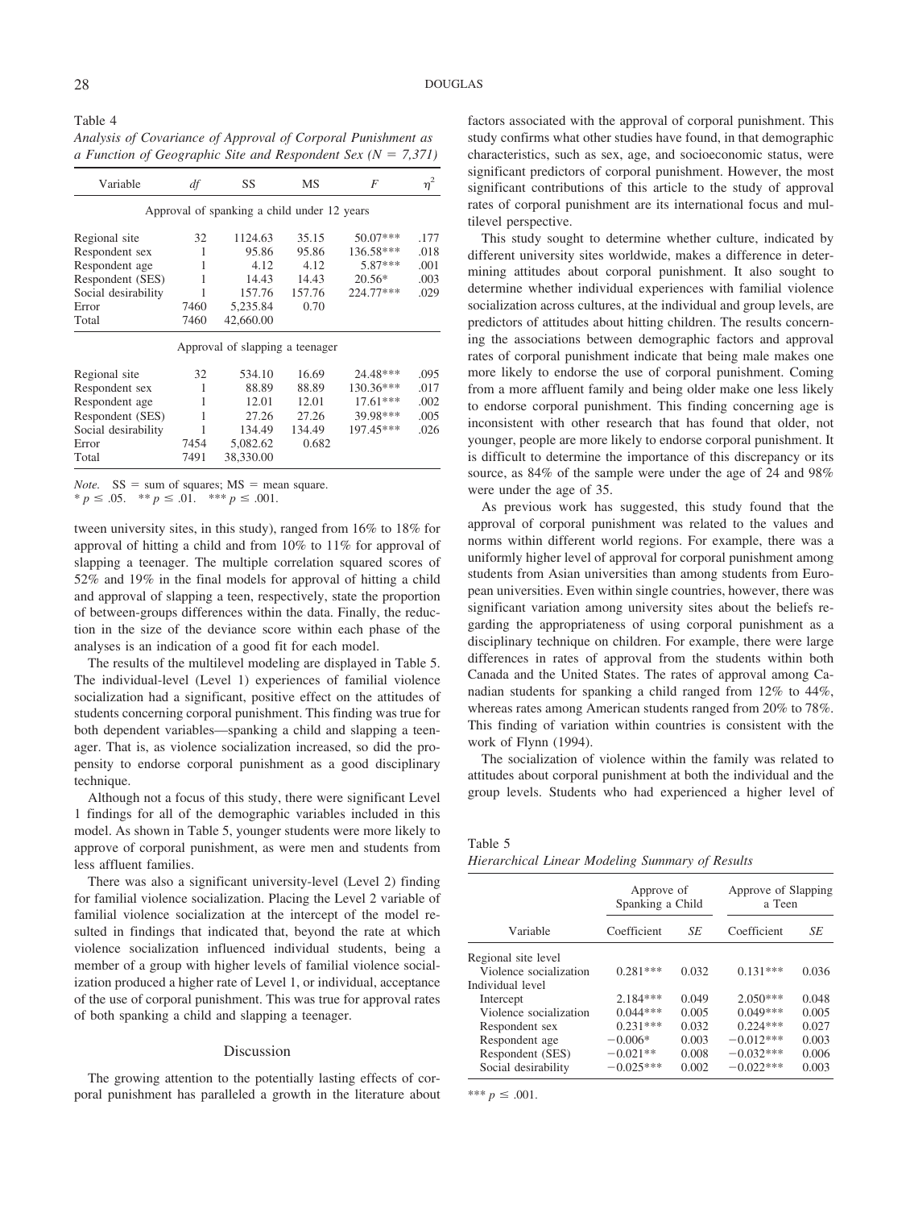Table 4
*Analysis of Covariance of Approval of Corporal Punishment as a Function of Geographic Site and Respondent Sex (N = 7,371)*

| Variable | *df* | SS | MS | *F* | $\eta^2$ |
|---|---|---|---|---|---|
| Approval of spanking a child under 12 years | | | | | |
| Regional site | 32 | 1124.63 | 35.15 | 50.07*** | .177 |
| Respondent sex | 1 | 95.86 | 95.86 | 136.58*** | .018 |
| Respondent age | 1 | 4.12 | 4.12 | 5.87*** | .001 |
| Respondent (SES) | 1 | 14.43 | 14.43 | 20.56* | .003 |
| Social desirability | 1 | 157.76 | 157.76 | 224.77*** | .029 |
| Error | 7460 | 5,235.84 | 0.70 | | |
| Total | 7460 | 42,660.00 | | | |
| Approval of slapping a teenager | | | | | |
| Regional site | 32 | 534.10 | 16.69 | 24.48*** | .095 |
| Respondent sex | 1 | 88.89 | 88.89 | 130.36*** | .017 |
| Respondent age | 1 | 12.01 | 12.01 | 17.61*** | .002 |
| Respondent (SES) | 1 | 27.26 | 27.26 | 39.98*** | .005 |
| Social desirability | 1 | 134.49 | 134.49 | 197.45*** | .026 |
| Error | 7454 | 5,082.62 | 0.682 | | |
| Total | 7491 | 38,330.00 | | | |

*Note.* SS = sum of squares; MS = mean square.
* $p \leq .05$. ** $p \leq .01$. *** $p \leq .001$.

tween university sites, in this study), ranged from 16% to 18% for approval of hitting a child and from 10% to 11% for approval of slapping a teenager. The multiple correlation squared scores of 52% and 19% in the final models for approval of hitting a child and approval of slapping a teen, respectively, state the proportion of between-groups differences within the data. Finally, the reduction in the size of the deviance score within each phase of the analyses is an indication of a good fit for each model.

The results of the multilevel modeling are displayed in Table 5. The individual-level (Level 1) experiences of familial violence socialization had a significant, positive effect on the attitudes of students concerning corporal punishment. This finding was true for both dependent variables—spanking a child and slapping a teenager. That is, as violence socialization increased, so did the propensity to endorse corporal punishment as a good disciplinary technique.

Although not a focus of this study, there were significant Level 1 findings for all of the demographic variables included in this model. As shown in Table 5, younger students were more likely to approve of corporal punishment, as were men and students from less affluent families.

There was also a significant university-level (Level 2) finding for familial violence socialization. Placing the Level 2 variable of familial violence socialization at the intercept of the model resulted in findings that indicated that, beyond the rate at which violence socialization influenced individual students, being a member of a group with higher levels of familial violence socialization produced a higher rate of Level 1, or individual, acceptance of the use of corporal punishment. This was true for approval rates of both spanking a child and slapping a teenager.

## Discussion

The growing attention to the potentially lasting effects of corporal punishment has paralleled a growth in the literature about factors associated with the approval of corporal punishment. This study confirms what other studies have found, in that demographic characteristics, such as sex, age, and socioeconomic status, were significant predictors of corporal punishment. However, the most significant contributions of this article to the study of approval rates of corporal punishment are its international focus and multilevel perspective.

This study sought to determine whether culture, indicated by different university sites worldwide, makes a difference in determining attitudes about corporal punishment. It also sought to determine whether individual experiences with familial violence socialization across cultures, at the individual and group levels, are predictors of attitudes about hitting children. The results concerning the associations between demographic factors and approval rates of corporal punishment indicate that being male makes one more likely to endorse the use of corporal punishment. Coming from a more affluent family and being older make one less likely to endorse corporal punishment. This finding concerning age is inconsistent with other research that has found that older, not younger, people are more likely to endorse corporal punishment. It is difficult to determine the importance of this discrepancy or its source, as 84% of the sample were under the age of 24 and 98% were under the age of 35.

As previous work has suggested, this study found that the approval of corporal punishment was related to the values and norms within different world regions. For example, there was a uniformly higher level of approval for corporal punishment among students from Asian universities than among students from European universities. Even within single countries, however, there was significant variation among university sites about the beliefs regarding the appropriateness of using corporal punishment as a disciplinary technique on children. For example, there were large differences in rates of approval from the students within both Canada and the United States. The rates of approval among Canadian students for spanking a child ranged from 12% to 44%, whereas rates among American students ranged from 20% to 78%. This finding of variation within countries is consistent with the work of Flynn (1994).

The socialization of violence within the family was related to attitudes about corporal punishment at both the individual and the group levels. Students who had experienced a higher level of

Table 5
*Hierarchical Linear Modeling Summary of Results*

| Variable | Approve of Spanking a Child | | Approve of Slapping a Teen | |
|---|---|---|---|---|
| | Coefficient | *SE* | Coefficient | *SE* |
| Regional site level | | | | |
| Violence socialization | 0.281*** | 0.032 | 0.131*** | 0.036 |
| Individual level | | | | |
| Intercept | 2.184*** | 0.049 | 2.050*** | 0.048 |
| Violence socialization | 0.044*** | 0.005 | 0.049*** | 0.005 |
| Respondent sex | 0.231*** | 0.032 | 0.224*** | 0.027 |
| Respondent age | −0.006* | 0.003 | −0.012*** | 0.003 |
| Respondent (SES) | −0.021** | 0.008 | −0.032*** | 0.006 |
| Social desirability | −0.025*** | 0.002 | −0.022*** | 0.003 |

*** $p \leq .001$.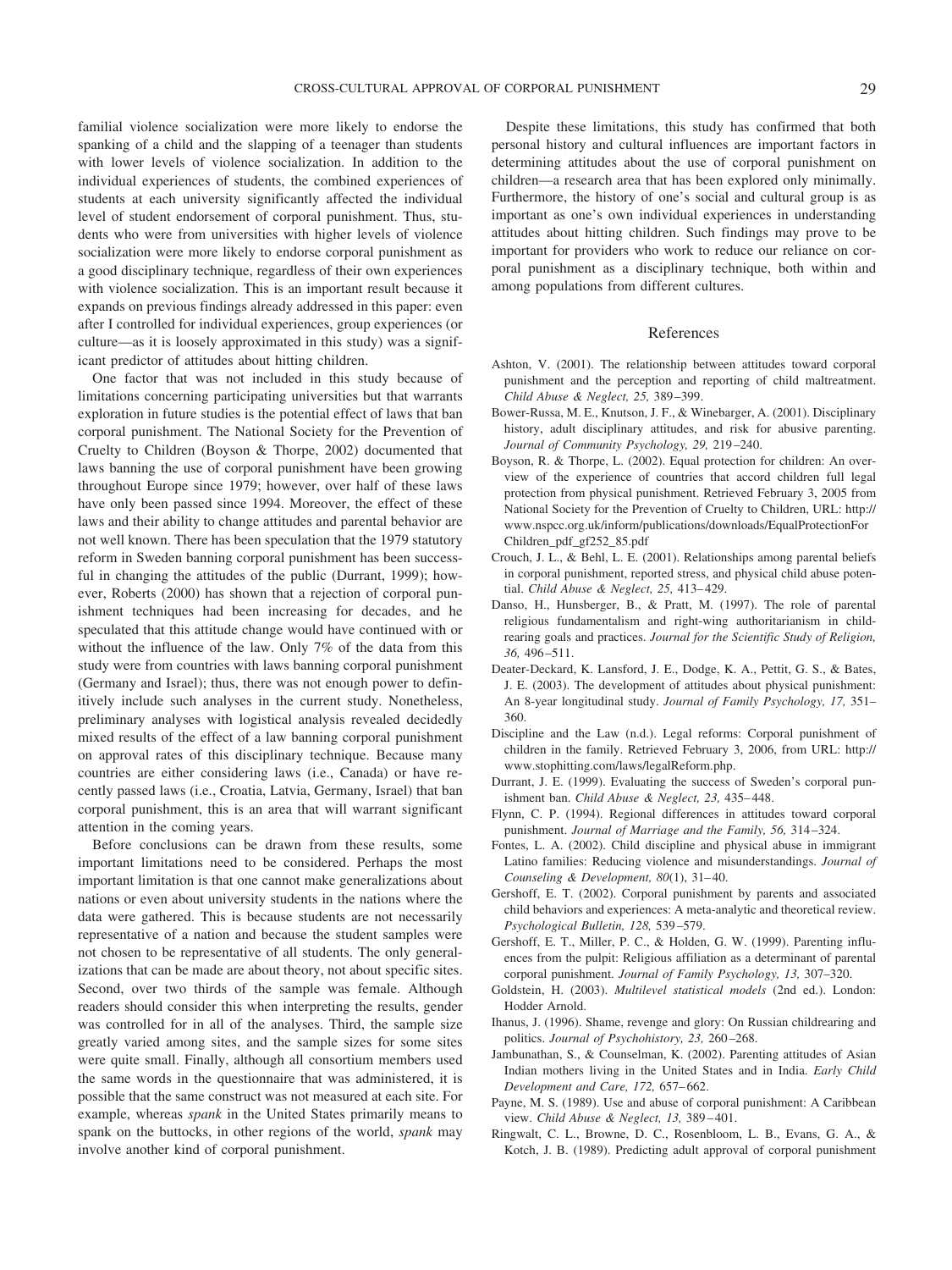familial violence socialization were more likely to endorse the spanking of a child and the slapping of a teenager than students with lower levels of violence socialization. In addition to the individual experiences of students, the combined experiences of students at each university significantly affected the individual level of student endorsement of corporal punishment. Thus, students who were from universities with higher levels of violence socialization were more likely to endorse corporal punishment as a good disciplinary technique, regardless of their own experiences with violence socialization. This is an important result because it expands on previous findings already addressed in this paper: even after I controlled for individual experiences, group experiences (or culture—as it is loosely approximated in this study) was a significant predictor of attitudes about hitting children.

One factor that was not included in this study because of limitations concerning participating universities but that warrants exploration in future studies is the potential effect of laws that ban corporal punishment. The National Society for the Prevention of Cruelty to Children (Boyson & Thorpe, 2002) documented that laws banning the use of corporal punishment have been growing throughout Europe since 1979; however, over half of these laws have only been passed since 1994. Moreover, the effect of these laws and their ability to change attitudes and parental behavior are not well known. There has been speculation that the 1979 statutory reform in Sweden banning corporal punishment has been successful in changing the attitudes of the public (Durrant, 1999); however, Roberts (2000) has shown that a rejection of corporal punishment techniques had been increasing for decades, and he speculated that this attitude change would have continued with or without the influence of the law. Only 7% of the data from this study were from countries with laws banning corporal punishment (Germany and Israel); thus, there was not enough power to definitively include such analyses in the current study. Nonetheless, preliminary analyses with logistical analysis revealed decidedly mixed results of the effect of a law banning corporal punishment on approval rates of this disciplinary technique. Because many countries are either considering laws (i.e., Canada) or have recently passed laws (i.e., Croatia, Latvia, Germany, Israel) that ban corporal punishment, this is an area that will warrant significant attention in the coming years.

Before conclusions can be drawn from these results, some important limitations need to be considered. Perhaps the most important limitation is that one cannot make generalizations about nations or even about university students in the nations where the data were gathered. This is because students are not necessarily representative of a nation and because the student samples were not chosen to be representative of all students. The only generalizations that can be made are about theory, not about specific sites. Second, over two thirds of the sample was female. Although readers should consider this when interpreting the results, gender was controlled for in all of the analyses. Third, the sample size greatly varied among sites, and the sample sizes for some sites were quite small. Finally, although all consortium members used the same words in the questionnaire that was administered, it is possible that the same construct was not measured at each site. For example, whereas *spank* in the United States primarily means to spank on the buttocks, in other regions of the world, *spank* may involve another kind of corporal punishment.

Despite these limitations, this study has confirmed that both personal history and cultural influences are important factors in determining attitudes about the use of corporal punishment on children—a research area that has been explored only minimally. Furthermore, the history of one's social and cultural group is as important as one's own individual experiences in understanding attitudes about hitting children. Such findings may prove to be important for providers who work to reduce our reliance on corporal punishment as a disciplinary technique, both within and among populations from different cultures.

## References

Ashton, V. (2001). The relationship between attitudes toward corporal punishment and the perception and reporting of child maltreatment. *Child Abuse & Neglect, 25,* 389–399.

Bower-Russa, M. E., Knutson, J. F., & Winebarger, A. (2001). Disciplinary history, adult disciplinary attitudes, and risk for abusive parenting. *Journal of Community Psychology, 29,* 219–240.

Boyson, R. & Thorpe, L. (2002). Equal protection for children: An overview of the experience of countries that accord children full legal protection from physical punishment. Retrieved February 3, 2005 from National Society for the Prevention of Cruelty to Children, URL: http://www.nspcc.org.uk/inform/publications/downloads/EqualProtectionForChildren_pdf_gf252_85.pdf

Crouch, J. L., & Behl, L. E. (2001). Relationships among parental beliefs in corporal punishment, reported stress, and physical child abuse potential. *Child Abuse & Neglect, 25,* 413–429.

Danso, H., Hunsberger, B., & Pratt, M. (1997). The role of parental religious fundamentalism and right-wing authoritarianism in child-rearing goals and practices. *Journal for the Scientific Study of Religion, 36,* 496–511.

Deater-Deckard, K. Lansford, J. E., Dodge, K. A., Pettit, G. S., & Bates, J. E. (2003). The development of attitudes about physical punishment: An 8-year longitudinal study. *Journal of Family Psychology, 17,* 351–360.

Discipline and the Law (n.d.). Legal reforms: Corporal punishment of children in the family. Retrieved February 3, 2006, from URL: http://www.stophitting.com/laws/legalReform.php.

Durrant, J. E. (1999). Evaluating the success of Sweden's corporal punishment ban. *Child Abuse & Neglect, 23,* 435–448.

Flynn, C. P. (1994). Regional differences in attitudes toward corporal punishment. *Journal of Marriage and the Family, 56,* 314–324.

Fontes, L. A. (2002). Child discipline and physical abuse in immigrant Latino families: Reducing violence and misunderstandings. *Journal of Counseling & Development, 80*(1), 31–40.

Gershoff, E. T. (2002). Corporal punishment by parents and associated child behaviors and experiences: A meta-analytic and theoretical review. *Psychological Bulletin, 128,* 539–579.

Gershoff, E. T., Miller, P. C., & Holden, G. W. (1999). Parenting influences from the pulpit: Religious affiliation as a determinant of parental corporal punishment. *Journal of Family Psychology, 13,* 307–320.

Goldstein, H. (2003). *Multilevel statistical models* (2nd ed.). London: Hodder Arnold.

Ihanus, J. (1996). Shame, revenge and glory: On Russian childrearing and politics. *Journal of Psychohistory, 23,* 260–268.

Jambunathan, S., & Counselman, K. (2002). Parenting attitudes of Asian Indian mothers living in the United States and in India. *Early Child Development and Care, 172,* 657–662.

Payne, M. S. (1989). Use and abuse of corporal punishment: A Caribbean view. *Child Abuse & Neglect, 13,* 389–401.

Ringwalt, C. L., Browne, D. C., Rosenbloom, L. B., Evans, G. A., & Kotch, J. B. (1989). Predicting adult approval of corporal punishment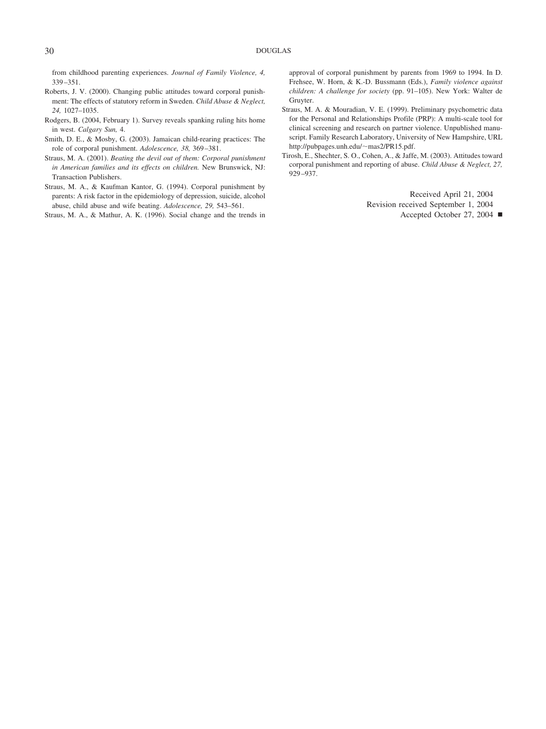from childhood parenting experiences. *Journal of Family Violence, 4,* 339–351.

Roberts, J. V. (2000). Changing public attitudes toward corporal punishment: The effects of statutory reform in Sweden. *Child Abuse & Neglect, 24,* 1027–1035.

Rodgers, B. (2004, February 1). Survey reveals spanking ruling hits home in west. *Calgary Sun,* 4.

Smith, D. E., & Mosby, G. (2003). Jamaican child-rearing practices: The role of corporal punishment. *Adolescence, 38,* 369–381.

Straus, M. A. (2001). *Beating the devil out of them: Corporal punishment in American families and its effects on children.* New Brunswick, NJ: Transaction Publishers.

Straus, M. A., & Kaufman Kantor, G. (1994). Corporal punishment by parents: A risk factor in the epidemiology of depression, suicide, alcohol abuse, child abuse and wife beating. *Adolescence, 29,* 543–561.

Straus, M. A., & Mathur, A. K. (1996). Social change and the trends in approval of corporal punishment by parents from 1969 to 1994. In D. Frehsee, W. Horn, & K.-D. Bussmann (Eds.), *Family violence against children: A challenge for society* (pp. 91–105). New York: Walter de Gruyter.

Straus, M. A. & Mouradian, V. E. (1999). Preliminary psychometric data for the Personal and Relationships Profile (PRP): A multi-scale tool for clinical screening and research on partner violence. Unpublished manuscript. Family Research Laboratory, University of New Hampshire, URL http://pubpages.unh.edu/~mas2/PR15.pdf.

Tirosh, E., Shechter, S. O., Cohen, A., & Jaffe, M. (2003). Attitudes toward corporal punishment and reporting of abuse. *Child Abuse & Neglect, 27,* 929–937.

Received April 21, 2004
Revision received September 1, 2004
Accepted October 27, 2004 ■